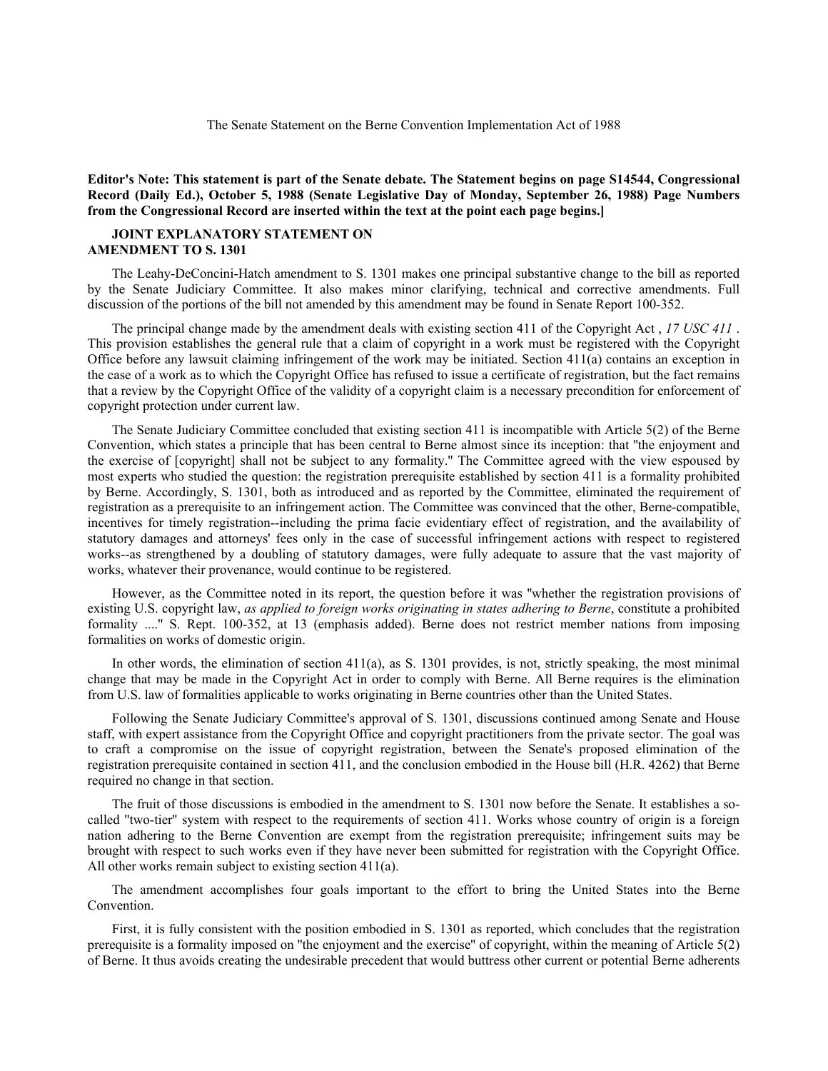The Senate Statement on the Berne Convention Implementation Act of 1988

**Editor's Note: This statement is part of the Senate debate. The Statement begins on page S14544, Congressional Record (Daily Ed.), October 5, 1988 (Senate Legislative Day of Monday, September 26, 1988) Page Numbers from the Congressional Record are inserted within the text at the point each page begins.]**

**JOINT EXPLANATORY STATEMENT ON AMENDMENT TO S. 1301**

The Leahy-DeConcini-Hatch amendment to S. 1301 makes one principal substantive change to the bill as reported by the Senate Judiciary Committee. It also makes minor clarifying, technical and corrective amendments. Full discussion of the portions of the bill not amended by this amendment may be found in Senate Report 100-352.

The principal change made by the amendment deals with existing section 411 of the Copyright Act , *17 USC 411* . This provision establishes the general rule that a claim of copyright in a work must be registered with the Copyright Office before any lawsuit claiming infringement of the work may be initiated. Section 411(a) contains an exception in the case of a work as to which the Copyright Office has refused to issue a certificate of registration, but the fact remains that a review by the Copyright Office of the validity of a copyright claim is a necessary precondition for enforcement of copyright protection under current law.

The Senate Judiciary Committee concluded that existing section 411 is incompatible with Article 5(2) of the Berne Convention, which states a principle that has been central to Berne almost since its inception: that "the enjoyment and the exercise of [copyright] shall not be subject to any formality." The Committee agreed with the view espoused by most experts who studied the question: the registration prerequisite established by section 411 is a formality prohibited by Berne. Accordingly, S. 1301, both as introduced and as reported by the Committee, eliminated the requirement of registration as a prerequisite to an infringement action. The Committee was convinced that the other, Berne-compatible, incentives for timely registration--including the prima facie evidentiary effect of registration, and the availability of statutory damages and attorneys' fees only in the case of successful infringement actions with respect to registered works--as strengthened by a doubling of statutory damages, were fully adequate to assure that the vast majority of works, whatever their provenance, would continue to be registered.

However, as the Committee noted in its report, the question before it was "whether the registration provisions of existing U.S. copyright law, *as applied to foreign works originating in states adhering to Berne*, constitute a prohibited formality ...." S. Rept. 100-352, at 13 (emphasis added). Berne does not restrict member nations from imposing formalities on works of domestic origin.

In other words, the elimination of section 411(a), as S. 1301 provides, is not, strictly speaking, the most minimal change that may be made in the Copyright Act in order to comply with Berne. All Berne requires is the elimination from U.S. law of formalities applicable to works originating in Berne countries other than the United States.

Following the Senate Judiciary Committee's approval of S. 1301, discussions continued among Senate and House staff, with expert assistance from the Copyright Office and copyright practitioners from the private sector. The goal was to craft a compromise on the issue of copyright registration, between the Senate's proposed elimination of the registration prerequisite contained in section 411, and the conclusion embodied in the House bill (H.R. 4262) that Berne required no change in that section.

The fruit of those discussions is embodied in the amendment to S. 1301 now before the Senate. It establishes a so-called "two-tier" system with respect to the requirements of section 411. Works whose country of origin is a foreign nation adhering to the Berne Convention are exempt from the registration prerequisite; infringement suits may be brought with respect to such works even if they have never been submitted for registration with the Copyright Office. All other works remain subject to existing section 411(a).

The amendment accomplishes four goals important to the effort to bring the United States into the Berne Convention.

First, it is fully consistent with the position embodied in S. 1301 as reported, which concludes that the registration prerequisite is a formality imposed on "the enjoyment and the exercise" of copyright, within the meaning of Article 5(2) of Berne. It thus avoids creating the undesirable precedent that would buttress other current or potential Berne adherents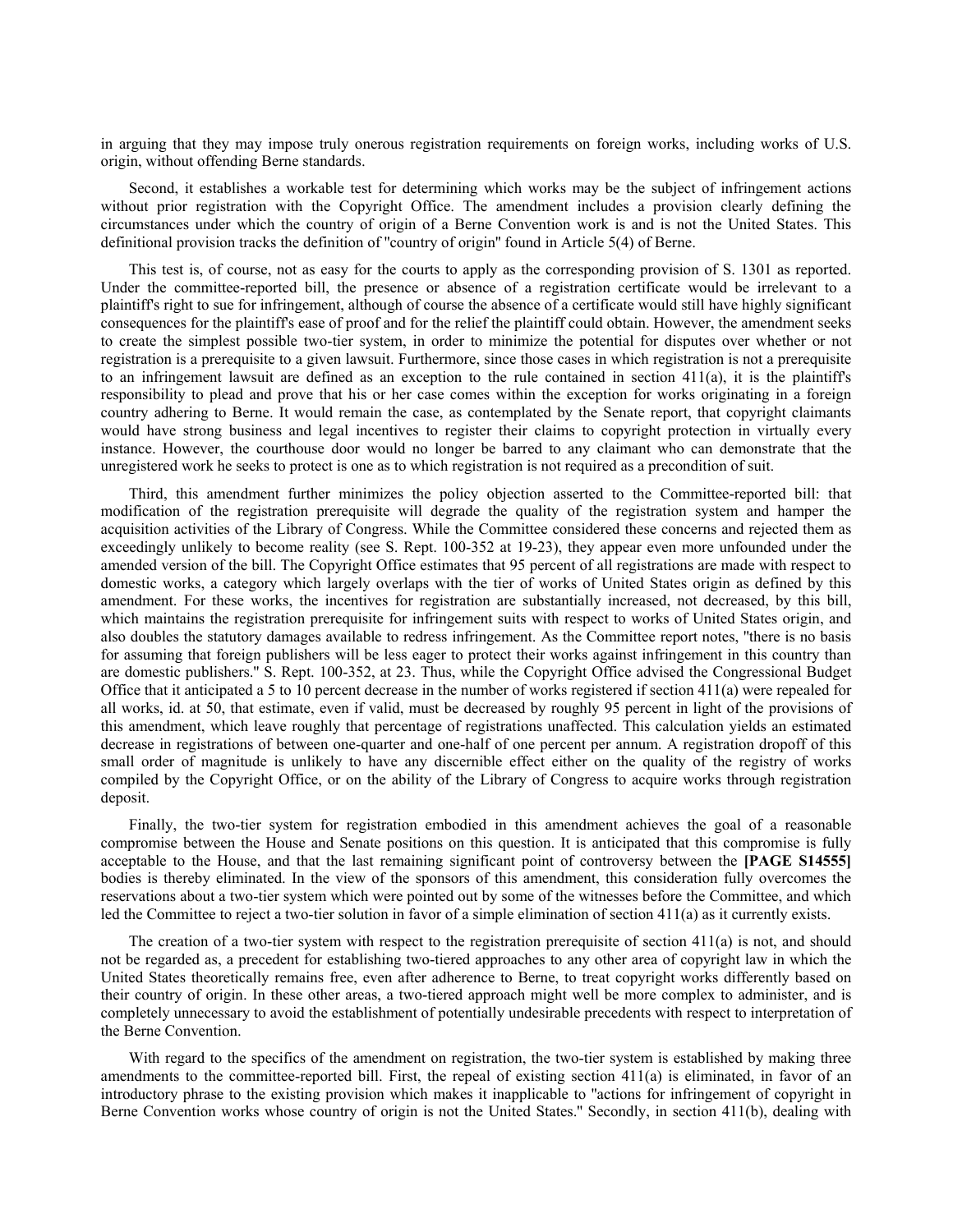in arguing that they may impose truly onerous registration requirements on foreign works, including works of U.S. origin, without offending Berne standards.

Second, it establishes a workable test for determining which works may be the subject of infringement actions without prior registration with the Copyright Office. The amendment includes a provision clearly defining the circumstances under which the country of origin of a Berne Convention work is and is not the United States. This definitional provision tracks the definition of "country of origin" found in Article 5(4) of Berne.

This test is, of course, not as easy for the courts to apply as the corresponding provision of S. 1301 as reported. Under the committee-reported bill, the presence or absence of a registration certificate would be irrelevant to a plaintiff's right to sue for infringement, although of course the absence of a certificate would still have highly significant consequences for the plaintiff's ease of proof and for the relief the plaintiff could obtain. However, the amendment seeks to create the simplest possible two-tier system, in order to minimize the potential for disputes over whether or not registration is a prerequisite to a given lawsuit. Furthermore, since those cases in which registration is not a prerequisite to an infringement lawsuit are defined as an exception to the rule contained in section 411(a), it is the plaintiff's responsibility to plead and prove that his or her case comes within the exception for works originating in a foreign country adhering to Berne. It would remain the case, as contemplated by the Senate report, that copyright claimants would have strong business and legal incentives to register their claims to copyright protection in virtually every instance. However, the courthouse door would no longer be barred to any claimant who can demonstrate that the unregistered work he seeks to protect is one as to which registration is not required as a precondition of suit.

Third, this amendment further minimizes the policy objection asserted to the Committee-reported bill: that modification of the registration prerequisite will degrade the quality of the registration system and hamper the acquisition activities of the Library of Congress. While the Committee considered these concerns and rejected them as exceedingly unlikely to become reality (see S. Rept. 100-352 at 19-23), they appear even more unfounded under the amended version of the bill. The Copyright Office estimates that 95 percent of all registrations are made with respect to domestic works, a category which largely overlaps with the tier of works of United States origin as defined by this amendment. For these works, the incentives for registration are substantially increased, not decreased, by this bill, which maintains the registration prerequisite for infringement suits with respect to works of United States origin, and also doubles the statutory damages available to redress infringement. As the Committee report notes, "there is no basis for assuming that foreign publishers will be less eager to protect their works against infringement in this country than are domestic publishers." S. Rept. 100-352, at 23. Thus, while the Copyright Office advised the Congressional Budget Office that it anticipated a 5 to 10 percent decrease in the number of works registered if section 411(a) were repealed for all works, id. at 50, that estimate, even if valid, must be decreased by roughly 95 percent in light of the provisions of this amendment, which leave roughly that percentage of registrations unaffected. This calculation yields an estimated decrease in registrations of between one-quarter and one-half of one percent per annum. A registration dropoff of this small order of magnitude is unlikely to have any discernible effect either on the quality of the registry of works compiled by the Copyright Office, or on the ability of the Library of Congress to acquire works through registration deposit.

Finally, the two-tier system for registration embodied in this amendment achieves the goal of a reasonable compromise between the House and Senate positions on this question. It is anticipated that this compromise is fully acceptable to the House, and that the last remaining significant point of controversy between the **[PAGE S14555]** bodies is thereby eliminated. In the view of the sponsors of this amendment, this consideration fully overcomes the reservations about a two-tier system which were pointed out by some of the witnesses before the Committee, and which led the Committee to reject a two-tier solution in favor of a simple elimination of section 411(a) as it currently exists.

The creation of a two-tier system with respect to the registration prerequisite of section 411(a) is not, and should not be regarded as, a precedent for establishing two-tiered approaches to any other area of copyright law in which the United States theoretically remains free, even after adherence to Berne, to treat copyright works differently based on their country of origin. In these other areas, a two-tiered approach might well be more complex to administer, and is completely unnecessary to avoid the establishment of potentially undesirable precedents with respect to interpretation of the Berne Convention.

With regard to the specifics of the amendment on registration, the two-tier system is established by making three amendments to the committee-reported bill. First, the repeal of existing section 411(a) is eliminated, in favor of an introductory phrase to the existing provision which makes it inapplicable to "actions for infringement of copyright in Berne Convention works whose country of origin is not the United States." Secondly, in section 411(b), dealing with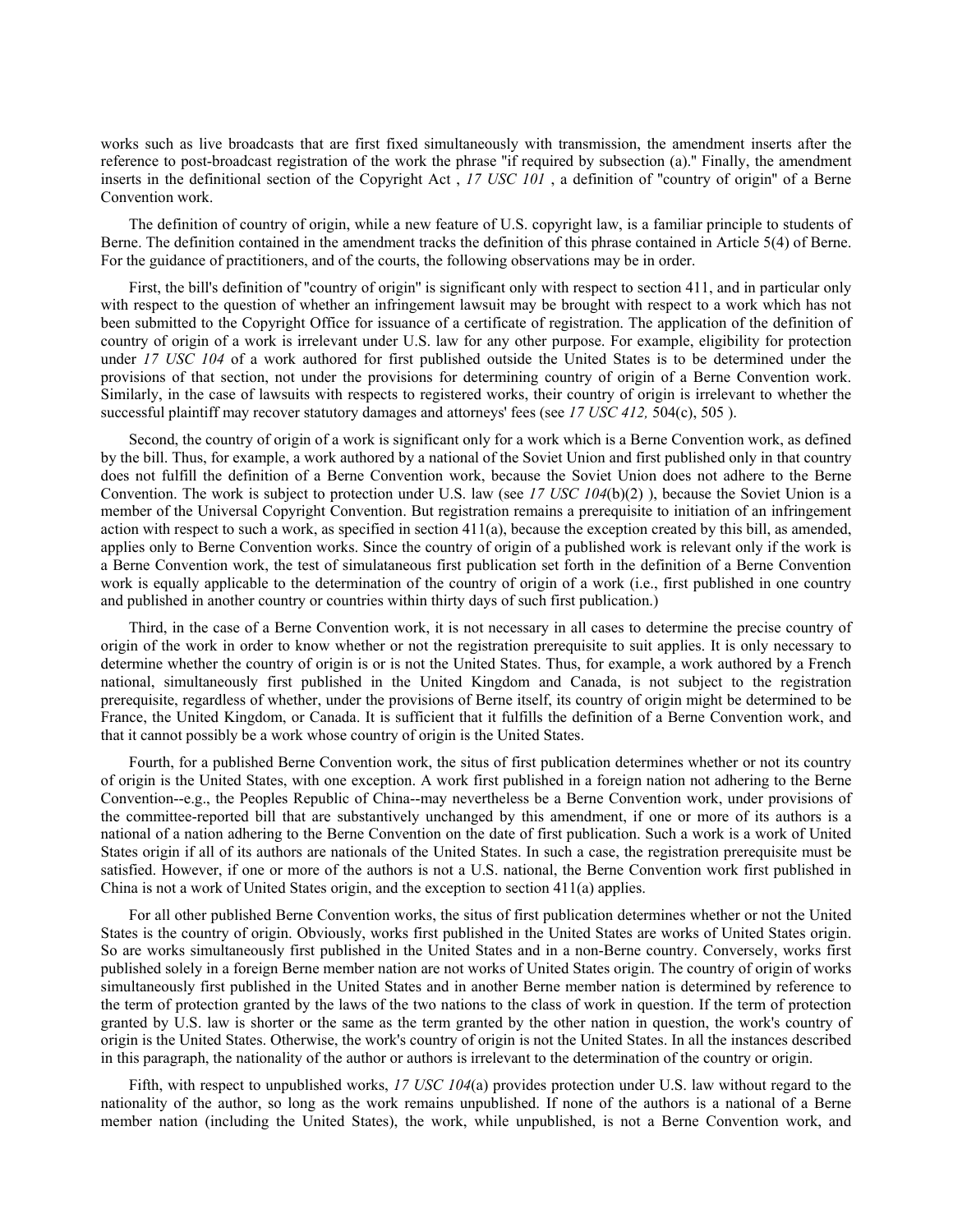works such as live broadcasts that are first fixed simultaneously with transmission, the amendment inserts after the reference to post-broadcast registration of the work the phrase "if required by subsection (a)." Finally, the amendment inserts in the definitional section of the Copyright Act , *17 USC 101* , a definition of "country of origin" of a Berne Convention work.

The definition of country of origin, while a new feature of U.S. copyright law, is a familiar principle to students of Berne. The definition contained in the amendment tracks the definition of this phrase contained in Article 5(4) of Berne. For the guidance of practitioners, and of the courts, the following observations may be in order.

First, the bill's definition of "country of origin" is significant only with respect to section 411, and in particular only with respect to the question of whether an infringement lawsuit may be brought with respect to a work which has not been submitted to the Copyright Office for issuance of a certificate of registration. The application of the definition of country of origin of a work is irrelevant under U.S. law for any other purpose. For example, eligibility for protection under *17 USC 104* of a work authored for first published outside the United States is to be determined under the provisions of that section, not under the provisions for determining country of origin of a Berne Convention work. Similarly, in the case of lawsuits with respects to registered works, their country of origin is irrelevant to whether the successful plaintiff may recover statutory damages and attorneys' fees (see *17 USC 412,* 504(c), 505 ).

Second, the country of origin of a work is significant only for a work which is a Berne Convention work, as defined by the bill. Thus, for example, a work authored by a national of the Soviet Union and first published only in that country does not fulfill the definition of a Berne Convention work, because the Soviet Union does not adhere to the Berne Convention. The work is subject to protection under U.S. law (see *17 USC 104*(b)(2) ), because the Soviet Union is a member of the Universal Copyright Convention. But registration remains a prerequisite to initiation of an infringement action with respect to such a work, as specified in section 411(a), because the exception created by this bill, as amended, applies only to Berne Convention works. Since the country of origin of a published work is relevant only if the work is a Berne Convention work, the test of simulataneous first publication set forth in the definition of a Berne Convention work is equally applicable to the determination of the country of origin of a work (i.e., first published in one country and published in another country or countries within thirty days of such first publication.)

Third, in the case of a Berne Convention work, it is not necessary in all cases to determine the precise country of origin of the work in order to know whether or not the registration prerequisite to suit applies. It is only necessary to determine whether the country of origin is or is not the United States. Thus, for example, a work authored by a French national, simultaneously first published in the United Kingdom and Canada, is not subject to the registration prerequisite, regardless of whether, under the provisions of Berne itself, its country of origin might be determined to be France, the United Kingdom, or Canada. It is sufficient that it fulfills the definition of a Berne Convention work, and that it cannot possibly be a work whose country of origin is the United States.

Fourth, for a published Berne Convention work, the situs of first publication determines whether or not its country of origin is the United States, with one exception. A work first published in a foreign nation not adhering to the Berne Convention--e.g., the Peoples Republic of China--may nevertheless be a Berne Convention work, under provisions of the committee-reported bill that are substantively unchanged by this amendment, if one or more of its authors is a national of a nation adhering to the Berne Convention on the date of first publication. Such a work is a work of United States origin if all of its authors are nationals of the United States. In such a case, the registration prerequisite must be satisfied. However, if one or more of the authors is not a U.S. national, the Berne Convention work first published in China is not a work of United States origin, and the exception to section 411(a) applies.

For all other published Berne Convention works, the situs of first publication determines whether or not the United States is the country of origin. Obviously, works first published in the United States are works of United States origin. So are works simultaneously first published in the United States and in a non-Berne country. Conversely, works first published solely in a foreign Berne member nation are not works of United States origin. The country of origin of works simultaneously first published in the United States and in another Berne member nation is determined by reference to the term of protection granted by the laws of the two nations to the class of work in question. If the term of protection granted by U.S. law is shorter or the same as the term granted by the other nation in question, the work's country of origin is the United States. Otherwise, the work's country of origin is not the United States. In all the instances described in this paragraph, the nationality of the author or authors is irrelevant to the determination of the country or origin.

Fifth, with respect to unpublished works, *17 USC 104*(a) provides protection under U.S. law without regard to the nationality of the author, so long as the work remains unpublished. If none of the authors is a national of a Berne member nation (including the United States), the work, while unpublished, is not a Berne Convention work, and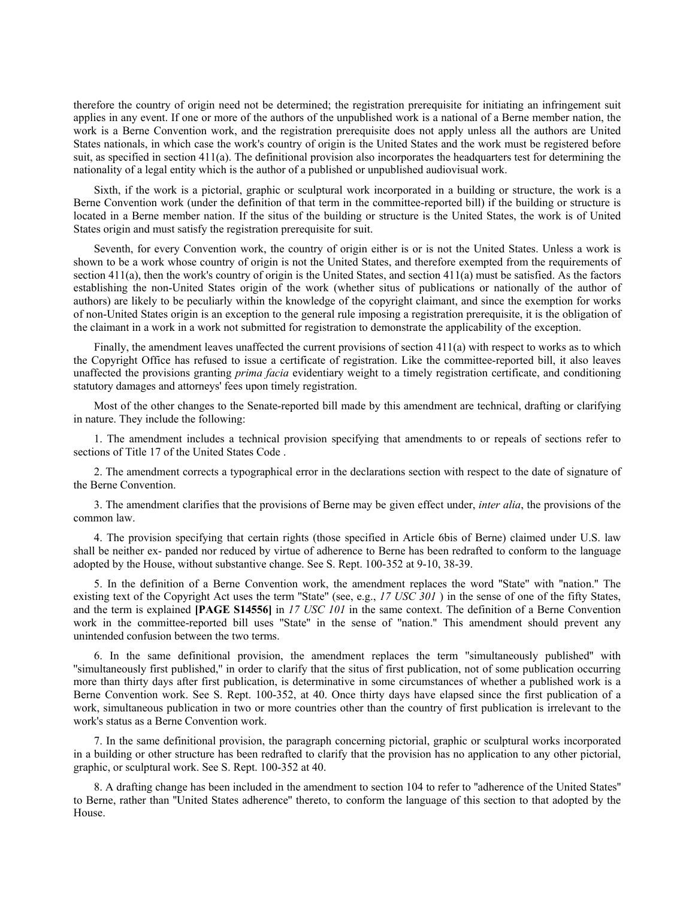therefore the country of origin need not be determined; the registration prerequisite for initiating an infringement suit applies in any event. If one or more of the authors of the unpublished work is a national of a Berne member nation, the work is a Berne Convention work, and the registration prerequisite does not apply unless all the authors are United States nationals, in which case the work's country of origin is the United States and the work must be registered before suit, as specified in section 411(a). The definitional provision also incorporates the headquarters test for determining the nationality of a legal entity which is the author of a published or unpublished audiovisual work.

Sixth, if the work is a pictorial, graphic or sculptural work incorporated in a building or structure, the work is a Berne Convention work (under the definition of that term in the committee-reported bill) if the building or structure is located in a Berne member nation. If the situs of the building or structure is the United States, the work is of United States origin and must satisfy the registration prerequisite for suit.

Seventh, for every Convention work, the country of origin either is or is not the United States. Unless a work is shown to be a work whose country of origin is not the United States, and therefore exempted from the requirements of section 411(a), then the work's country of origin is the United States, and section 411(a) must be satisfied. As the factors establishing the non-United States origin of the work (whether situs of publications or nationally of the author of authors) are likely to be peculiarly within the knowledge of the copyright claimant, and since the exemption for works of non-United States origin is an exception to the general rule imposing a registration prerequisite, it is the obligation of the claimant in a work in a work not submitted for registration to demonstrate the applicability of the exception.

Finally, the amendment leaves unaffected the current provisions of section 411(a) with respect to works as to which the Copyright Office has refused to issue a certificate of registration. Like the committee-reported bill, it also leaves unaffected the provisions granting *prima facia* evidentiary weight to a timely registration certificate, and conditioning statutory damages and attorneys' fees upon timely registration.

Most of the other changes to the Senate-reported bill made by this amendment are technical, drafting or clarifying in nature. They include the following:

1. The amendment includes a technical provision specifying that amendments to or repeals of sections refer to sections of Title 17 of the United States Code .

2. The amendment corrects a typographical error in the declarations section with respect to the date of signature of the Berne Convention.

3. The amendment clarifies that the provisions of Berne may be given effect under, *inter alia*, the provisions of the common law.

4. The provision specifying that certain rights (those specified in Article 6bis of Berne) claimed under U.S. law shall be neither ex- panded nor reduced by virtue of adherence to Berne has been redrafted to conform to the language adopted by the House, without substantive change. See S. Rept. 100-352 at 9-10, 38-39.

5. In the definition of a Berne Convention work, the amendment replaces the word "State" with "nation." The existing text of the Copyright Act uses the term "State" (see, e.g., *17 USC 301* ) in the sense of one of the fifty States, and the term is explained **[PAGE S14556]** in *17 USC 101* in the same context. The definition of a Berne Convention work in the committee-reported bill uses "State" in the sense of "nation." This amendment should prevent any unintended confusion between the two terms.

6. In the same definitional provision, the amendment replaces the term "simultaneously published" with "simultaneously first published," in order to clarify that the situs of first publication, not of some publication occurring more than thirty days after first publication, is determinative in some circumstances of whether a published work is a Berne Convention work. See S. Rept. 100-352, at 40. Once thirty days have elapsed since the first publication of a work, simultaneous publication in two or more countries other than the country of first publication is irrelevant to the work's status as a Berne Convention work.

7. In the same definitional provision, the paragraph concerning pictorial, graphic or sculptural works incorporated in a building or other structure has been redrafted to clarify that the provision has no application to any other pictorial, graphic, or sculptural work. See S. Rept. 100-352 at 40.

8. A drafting change has been included in the amendment to section 104 to refer to "adherence of the United States" to Berne, rather than "United States adherence" thereto, to conform the language of this section to that adopted by the House.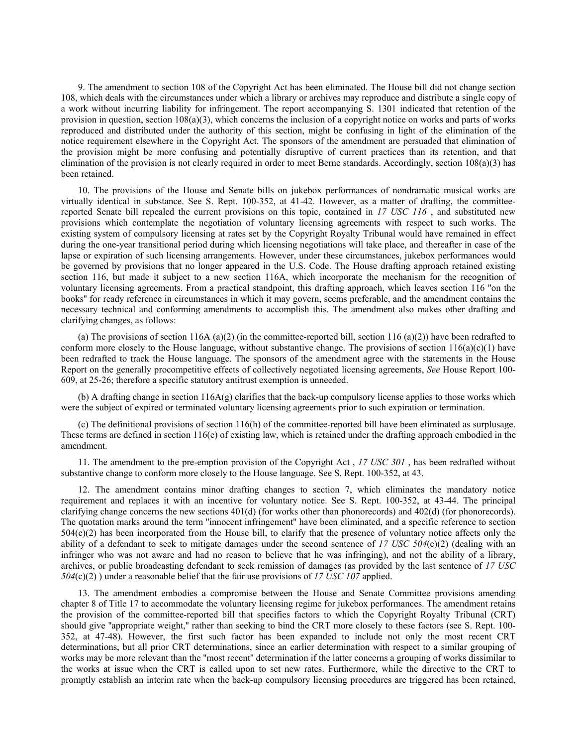9. The amendment to section 108 of the Copyright Act has been eliminated. The House bill did not change section 108, which deals with the circumstances under which a library or archives may reproduce and distribute a single copy of a work without incurring liability for infringement. The report accompanying S. 1301 indicated that retention of the provision in question, section 108(a)(3), which concerns the inclusion of a copyright notice on works and parts of works reproduced and distributed under the authority of this section, might be confusing in light of the elimination of the notice requirement elsewhere in the Copyright Act. The sponsors of the amendment are persuaded that elimination of the provision might be more confusing and potentially disruptive of current practices than its retention, and that elimination of the provision is not clearly required in order to meet Berne standards. Accordingly, section 108(a)(3) has been retained.

10. The provisions of the House and Senate bills on jukebox performances of nondramatic musical works are virtually identical in substance. See S. Rept. 100-352, at 41-42. However, as a matter of drafting, the committee-reported Senate bill repealed the current provisions on this topic, contained in *17 USC 116* , and substituted new provisions which contemplate the negotiation of voluntary licensing agreements with respect to such works. The existing system of compulsory licensing at rates set by the Copyright Royalty Tribunal would have remained in effect during the one-year transitional period during which licensing negotiations will take place, and thereafter in case of the lapse or expiration of such licensing arrangements. However, under these circumstances, jukebox performances would be governed by provisions that no longer appeared in the U.S. Code. The House drafting approach retained existing section 116, but made it subject to a new section 116A, which incorporate the mechanism for the recognition of voluntary licensing agreements. From a practical standpoint, this drafting approach, which leaves section 116 "on the books" for ready reference in circumstances in which it may govern, seems preferable, and the amendment contains the necessary technical and conforming amendments to accomplish this. The amendment also makes other drafting and clarifying changes, as follows:

(a) The provisions of section 116A (a)(2) (in the committee-reported bill, section 116 (a)(2)) have been redrafted to conform more closely to the House language, without substantive change. The provisions of section 116(a)(c)(1) have been redrafted to track the House language. The sponsors of the amendment agree with the statements in the House Report on the generally procompetitive effects of collectively negotiated licensing agreements, *See* House Report 100-609, at 25-26; therefore a specific statutory antitrust exemption is unneeded.

(b) A drafting change in section 116A(g) clarifies that the back-up compulsory license applies to those works which were the subject of expired or terminated voluntary licensing agreements prior to such expiration or termination.

(c) The definitional provisions of section 116(h) of the committee-reported bill have been eliminated as surplusage. These terms are defined in section 116(e) of existing law, which is retained under the drafting approach embodied in the amendment.

11. The amendment to the pre-emption provision of the Copyright Act , *17 USC 301* , has been redrafted without substantive change to conform more closely to the House language. See S. Rept. 100-352, at 43.

12. The amendment contains minor drafting changes to section 7, which eliminates the mandatory notice requirement and replaces it with an incentive for voluntary notice. See S. Rept. 100-352, at 43-44. The principal clarifying change concerns the new sections 401(d) (for works other than phonorecords) and 402(d) (for phonorecords). The quotation marks around the term "innocent infringement" have been eliminated, and a specific reference to section 504(c)(2) has been incorporated from the House bill, to clarify that the presence of voluntary notice affects only the ability of a defendant to seek to mitigate damages under the second sentence of *17 USC 504*(c)(2) (dealing with an infringer who was not aware and had no reason to believe that he was infringing), and not the ability of a library, archives, or public broadcasting defendant to seek remission of damages (as provided by the last sentence of *17 USC 504*(c)(2) ) under a reasonable belief that the fair use provisions of *17 USC 107* applied.

13. The amendment embodies a compromise between the House and Senate Committee provisions amending chapter 8 of Title 17 to accommodate the voluntary licensing regime for jukebox performances. The amendment retains the provision of the committee-reported bill that specifies factors to which the Copyright Royalty Tribunal (CRT) should give "appropriate weight," rather than seeking to bind the CRT more closely to these factors (see S. Rept. 100-352, at 47-48). However, the first such factor has been expanded to include not only the most recent CRT determinations, but all prior CRT determinations, since an earlier determination with respect to a similar grouping of works may be more relevant than the "most recent" determination if the latter concerns a grouping of works dissimilar to the works at issue when the CRT is called upon to set new rates. Furthermore, while the directive to the CRT to promptly establish an interim rate when the back-up compulsory licensing procedures are triggered has been retained,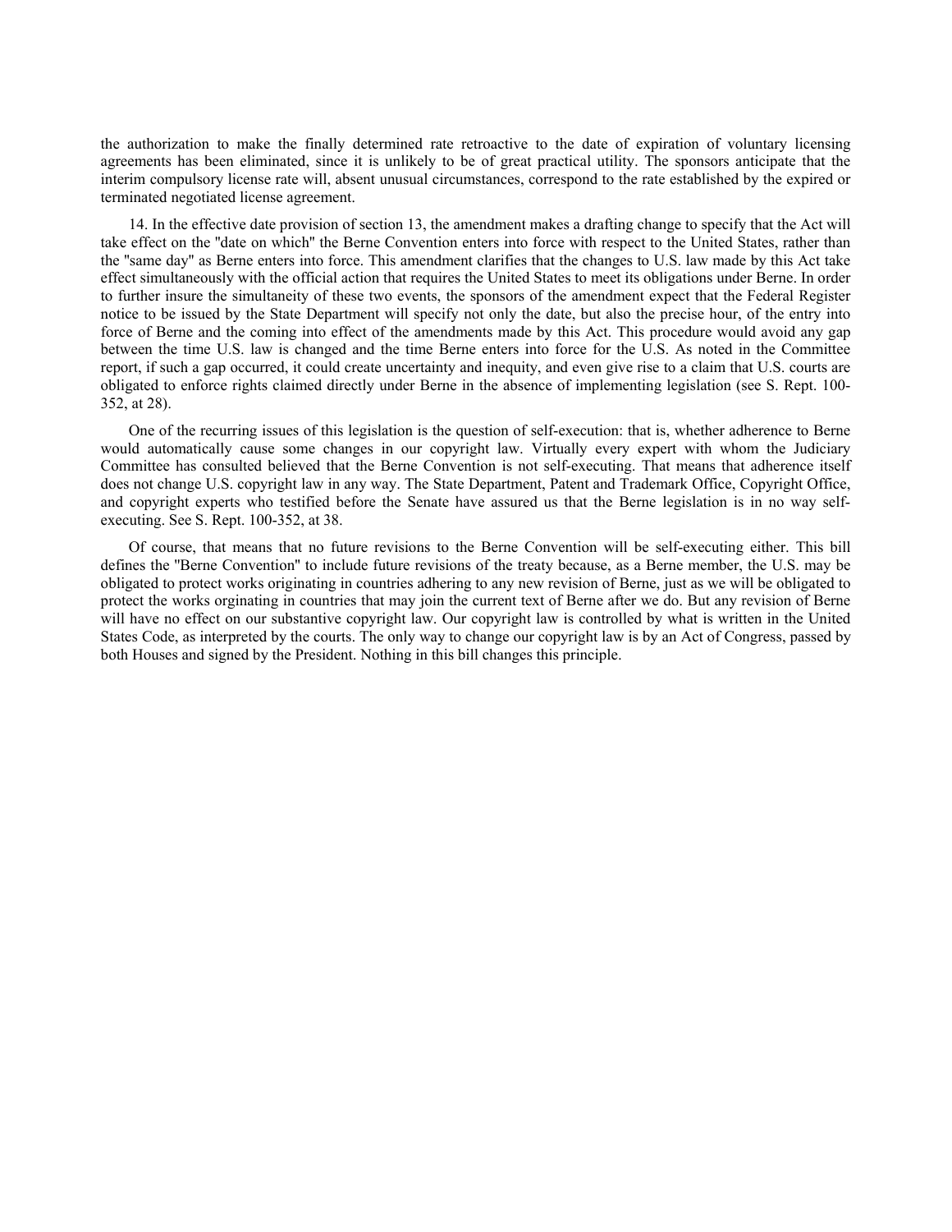the authorization to make the finally determined rate retroactive to the date of expiration of voluntary licensing agreements has been eliminated, since it is unlikely to be of great practical utility. The sponsors anticipate that the interim compulsory license rate will, absent unusual circumstances, correspond to the rate established by the expired or terminated negotiated license agreement.

14. In the effective date provision of section 13, the amendment makes a drafting change to specify that the Act will take effect on the "date on which" the Berne Convention enters into force with respect to the United States, rather than the "same day" as Berne enters into force. This amendment clarifies that the changes to U.S. law made by this Act take effect simultaneously with the official action that requires the United States to meet its obligations under Berne. In order to further insure the simultaneity of these two events, the sponsors of the amendment expect that the Federal Register notice to be issued by the State Department will specify not only the date, but also the precise hour, of the entry into force of Berne and the coming into effect of the amendments made by this Act. This procedure would avoid any gap between the time U.S. law is changed and the time Berne enters into force for the U.S. As noted in the Committee report, if such a gap occurred, it could create uncertainty and inequity, and even give rise to a claim that U.S. courts are obligated to enforce rights claimed directly under Berne in the absence of implementing legislation (see S. Rept. 100-352, at 28).

One of the recurring issues of this legislation is the question of self-execution: that is, whether adherence to Berne would automatically cause some changes in our copyright law. Virtually every expert with whom the Judiciary Committee has consulted believed that the Berne Convention is not self-executing. That means that adherence itself does not change U.S. copyright law in any way. The State Department, Patent and Trademark Office, Copyright Office, and copyright experts who testified before the Senate have assured us that the Berne legislation is in no way self-executing. See S. Rept. 100-352, at 38.

Of course, that means that no future revisions to the Berne Convention will be self-executing either. This bill defines the "Berne Convention" to include future revisions of the treaty because, as a Berne member, the U.S. may be obligated to protect works originating in countries adhering to any new revision of Berne, just as we will be obligated to protect the works orginating in countries that may join the current text of Berne after we do. But any revision of Berne will have no effect on our substantive copyright law. Our copyright law is controlled by what is written in the United States Code, as interpreted by the courts. The only way to change our copyright law is by an Act of Congress, passed by both Houses and signed by the President. Nothing in this bill changes this principle.